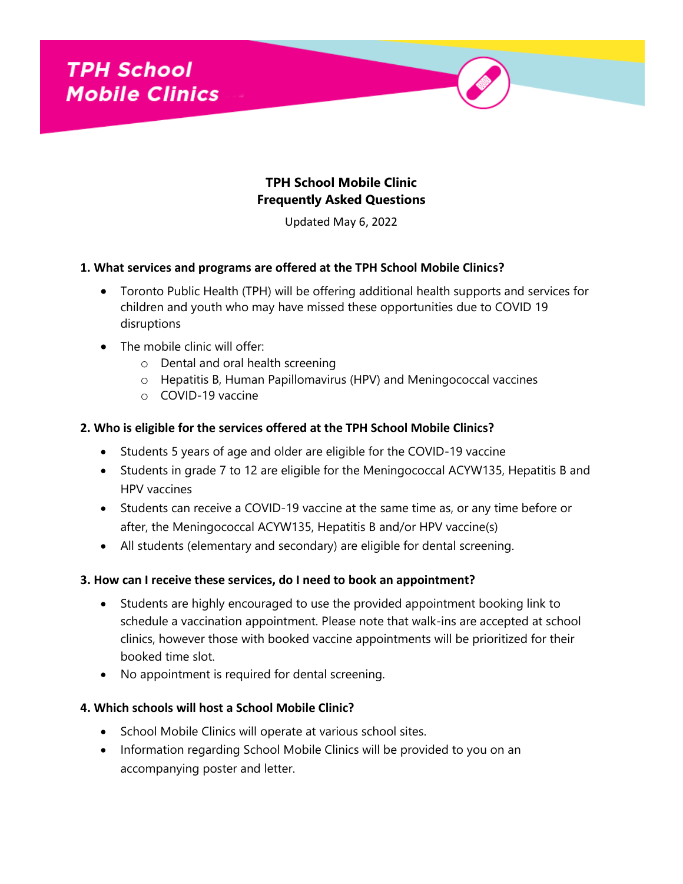# TPH School Mobile Clinics

## TPH School Mobile Clinic
## Frequently Asked Questions

Updated May 6, 2022

### 1. What services and programs are offered at the TPH School Mobile Clinics?

- Toronto Public Health (TPH) will be offering additional health supports and services for children and youth who may have missed these opportunities due to COVID 19 disruptions
- The mobile clinic will offer:
  - Dental and oral health screening
  - Hepatitis B, Human Papillomavirus (HPV) and Meningococcal vaccines
  - COVID-19 vaccine

### 2. Who is eligible for the services offered at the TPH School Mobile Clinics?

- Students 5 years of age and older are eligible for the COVID-19 vaccine
- Students in grade 7 to 12 are eligible for the Meningococcal ACYW135, Hepatitis B and HPV vaccines
- Students can receive a COVID-19 vaccine at the same time as, or any time before or after, the Meningococcal ACYW135, Hepatitis B and/or HPV vaccine(s)
- All students (elementary and secondary) are eligible for dental screening.

### 3. How can I receive these services, do I need to book an appointment?

- Students are highly encouraged to use the provided appointment booking link to schedule a vaccination appointment. Please note that walk-ins are accepted at school clinics, however those with booked vaccine appointments will be prioritized for their booked time slot.
- No appointment is required for dental screening.

### 4. Which schools will host a School Mobile Clinic?

- School Mobile Clinics will operate at various school sites.
- Information regarding School Mobile Clinics will be provided to you on an accompanying poster and letter.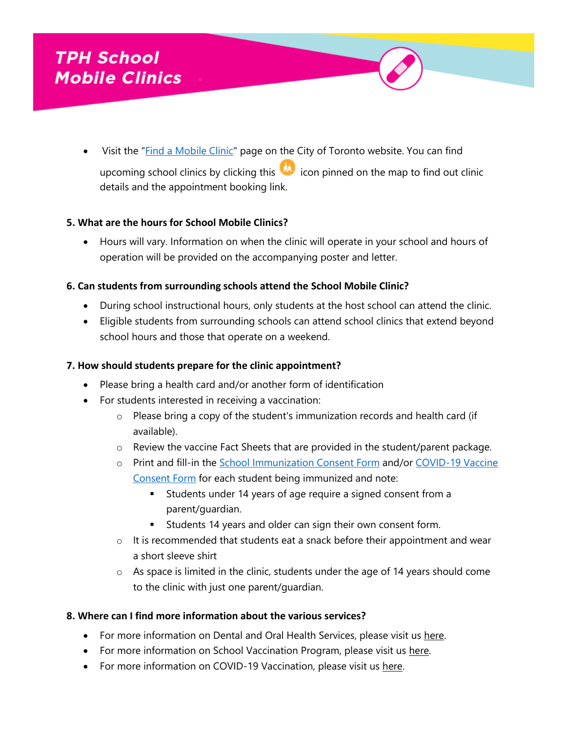# TPH School Mobile Clinics

- Visit the "Find a Mobile Clinic" page on the City of Toronto website. You can find upcoming school clinics by clicking this icon pinned on the map to find out clinic details and the appointment booking link.

**5. What are the hours for School Mobile Clinics?**

- Hours will vary. Information on when the clinic will operate in your school and hours of operation will be provided on the accompanying poster and letter.

**6. Can students from surrounding schools attend the School Mobile Clinic?**

- During school instructional hours, only students at the host school can attend the clinic.
- Eligible students from surrounding schools can attend school clinics that extend beyond school hours and those that operate on a weekend.

**7. How should students prepare for the clinic appointment?**

- Please bring a health card and/or another form of identification
- For students interested in receiving a vaccination:
  - Please bring a copy of the student's immunization records and health card (if available).
  - Review the vaccine Fact Sheets that are provided in the student/parent package.
  - Print and fill-in the School Immunization Consent Form and/or COVID-19 Vaccine Consent Form for each student being immunized and note:
    - Students under 14 years of age require a signed consent from a parent/guardian.
    - Students 14 years and older can sign their own consent form.
  - It is recommended that students eat a snack before their appointment and wear a short sleeve shirt
  - As space is limited in the clinic, students under the age of 14 years should come to the clinic with just one parent/guardian.

**8. Where can I find more information about the various services?**

- For more information on Dental and Oral Health Services, please visit us here.
- For more information on School Vaccination Program, please visit us here.
- For more information on COVID-19 Vaccination, please visit us here.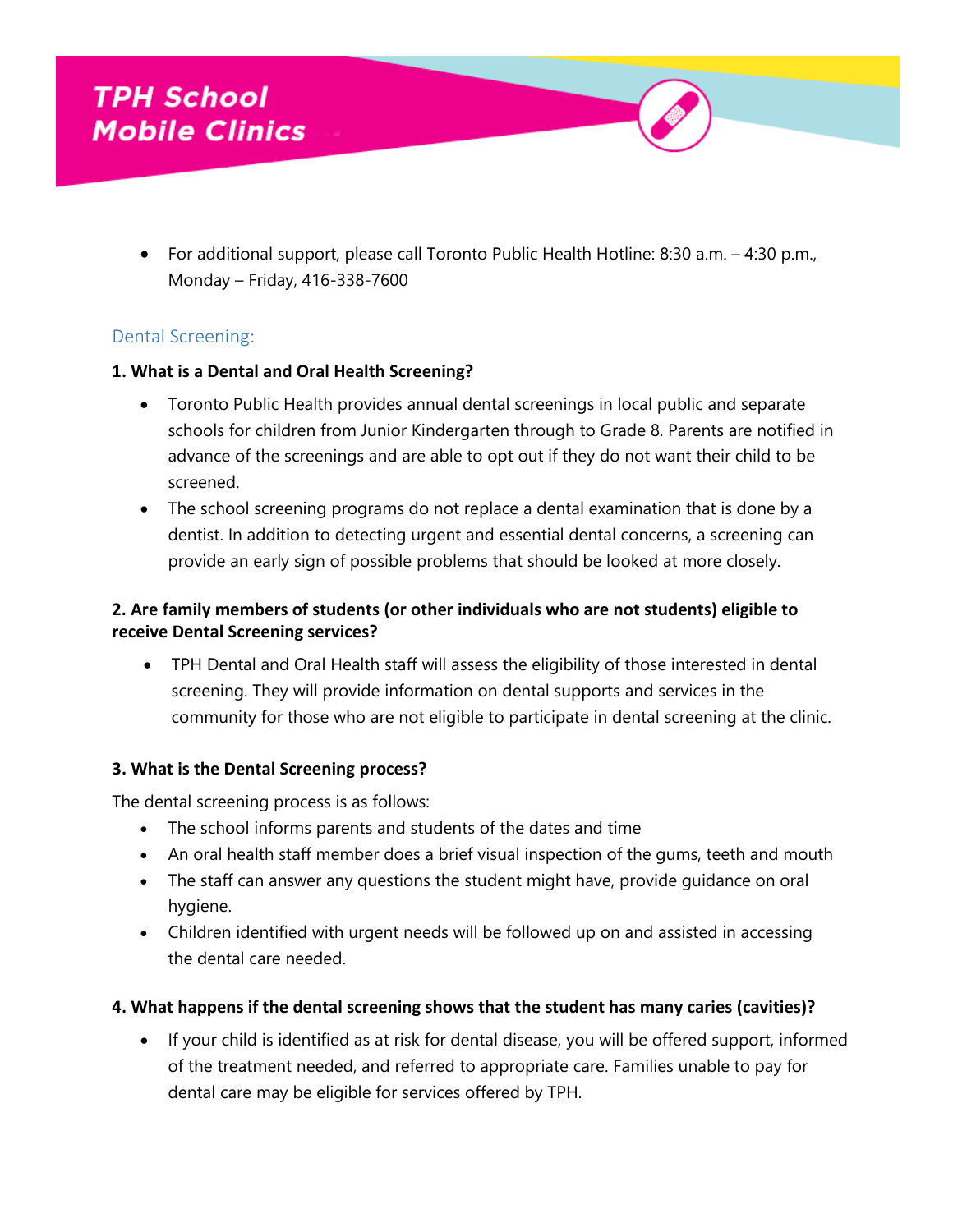- For additional support, please call Toronto Public Health Hotline: 8:30 a.m. – 4:30 p.m., Monday – Friday, 416-338-7600

## Dental Screening:

**1. What is a Dental and Oral Health Screening?**

- Toronto Public Health provides annual dental screenings in local public and separate schools for children from Junior Kindergarten through to Grade 8. Parents are notified in advance of the screenings and are able to opt out if they do not want their child to be screened.
- The school screening programs do not replace a dental examination that is done by a dentist. In addition to detecting urgent and essential dental concerns, a screening can provide an early sign of possible problems that should be looked at more closely.

**2. Are family members of students (or other individuals who are not students) eligible to receive Dental Screening services?**

- TPH Dental and Oral Health staff will assess the eligibility of those interested in dental screening. They will provide information on dental supports and services in the community for those who are not eligible to participate in dental screening at the clinic.

**3. What is the Dental Screening process?**

The dental screening process is as follows:

- The school informs parents and students of the dates and time
- An oral health staff member does a brief visual inspection of the gums, teeth and mouth
- The staff can answer any questions the student might have, provide guidance on oral hygiene.
- Children identified with urgent needs will be followed up on and assisted in accessing the dental care needed.

**4. What happens if the dental screening shows that the student has many caries (cavities)?**

- If your child is identified as at risk for dental disease, you will be offered support, informed of the treatment needed, and referred to appropriate care. Families unable to pay for dental care may be eligible for services offered by TPH.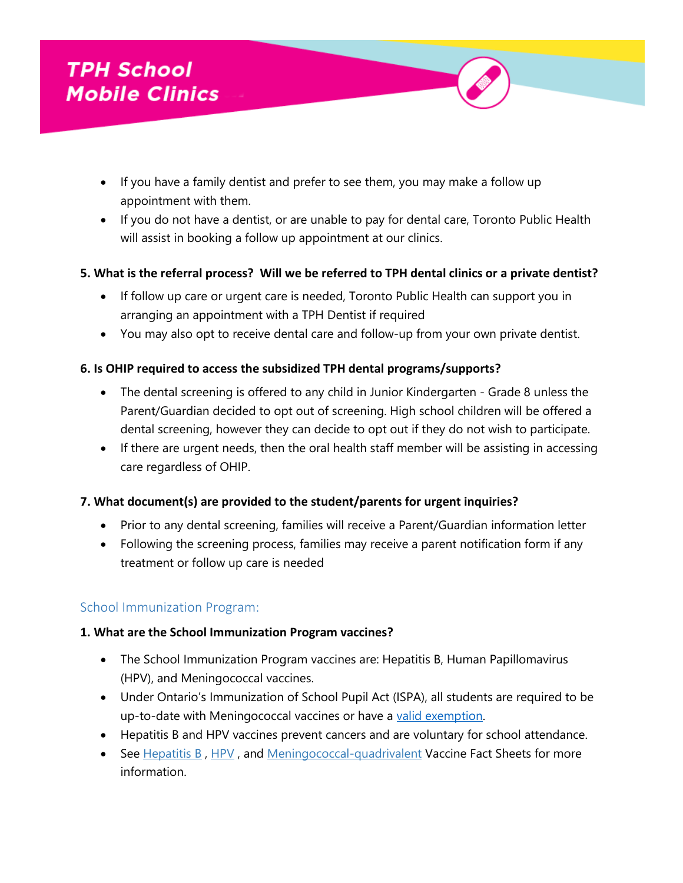- If you have a family dentist and prefer to see them, you may make a follow up appointment with them.
- If you do not have a dentist, or are unable to pay for dental care, Toronto Public Health will assist in booking a follow up appointment at our clinics.

**5. What is the referral process? Will we be referred to TPH dental clinics or a private dentist?**

- If follow up care or urgent care is needed, Toronto Public Health can support you in arranging an appointment with a TPH Dentist if required
- You may also opt to receive dental care and follow-up from your own private dentist.

**6. Is OHIP required to access the subsidized TPH dental programs/supports?**

- The dental screening is offered to any child in Junior Kindergarten - Grade 8 unless the Parent/Guardian decided to opt out of screening. High school children will be offered a dental screening, however they can decide to opt out if they do not wish to participate.
- If there are urgent needs, then the oral health staff member will be assisting in accessing care regardless of OHIP.

**7. What document(s) are provided to the student/parents for urgent inquiries?**

- Prior to any dental screening, families will receive a Parent/Guardian information letter
- Following the screening process, families may receive a parent notification form if any treatment or follow up care is needed

## School Immunization Program:

**1. What are the School Immunization Program vaccines?**

- The School Immunization Program vaccines are: Hepatitis B, Human Papillomavirus (HPV), and Meningococcal vaccines.
- Under Ontario's Immunization of School Pupil Act (ISPA), all students are required to be up-to-date with Meningococcal vaccines or have a valid exemption.
- Hepatitis B and HPV vaccines prevent cancers and are voluntary for school attendance.
- See Hepatitis B , HPV , and Meningococcal-quadrivalent Vaccine Fact Sheets for more information.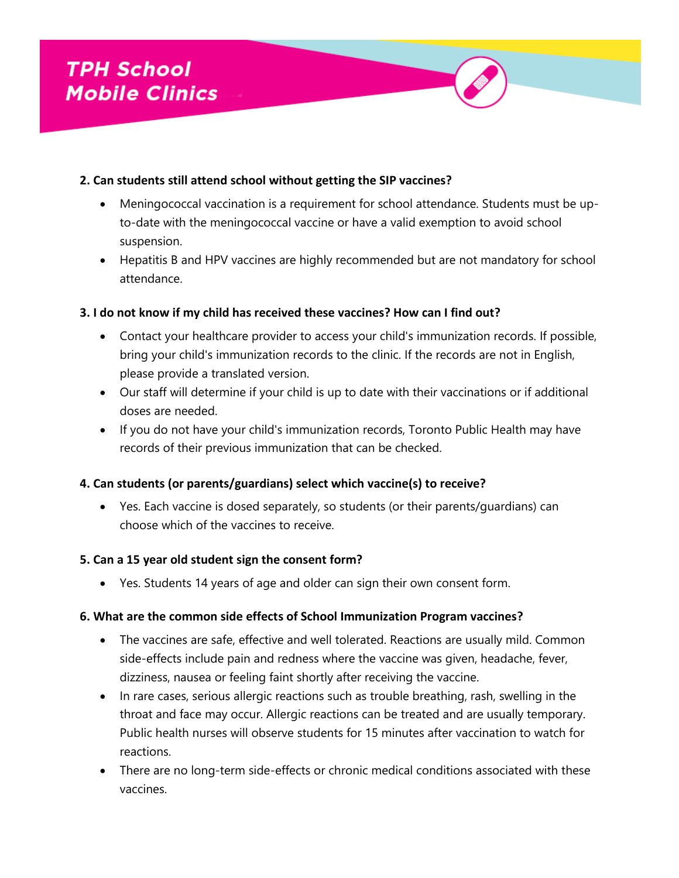**2. Can students still attend school without getting the SIP vaccines?**

- Meningococcal vaccination is a requirement for school attendance. Students must be up-to-date with the meningococcal vaccine or have a valid exemption to avoid school suspension.
- Hepatitis B and HPV vaccines are highly recommended but are not mandatory for school attendance.

**3. I do not know if my child has received these vaccines? How can I find out?**

- Contact your healthcare provider to access your child's immunization records. If possible, bring your child's immunization records to the clinic. If the records are not in English, please provide a translated version.
- Our staff will determine if your child is up to date with their vaccinations or if additional doses are needed.
- If you do not have your child's immunization records, Toronto Public Health may have records of their previous immunization that can be checked.

**4. Can students (or parents/guardians) select which vaccine(s) to receive?**

- Yes. Each vaccine is dosed separately, so students (or their parents/guardians) can choose which of the vaccines to receive.

**5. Can a 15 year old student sign the consent form?**

- Yes. Students 14 years of age and older can sign their own consent form.

**6. What are the common side effects of School Immunization Program vaccines?**

- The vaccines are safe, effective and well tolerated. Reactions are usually mild. Common side-effects include pain and redness where the vaccine was given, headache, fever, dizziness, nausea or feeling faint shortly after receiving the vaccine.
- In rare cases, serious allergic reactions such as trouble breathing, rash, swelling in the throat and face may occur. Allergic reactions can be treated and are usually temporary. Public health nurses will observe students for 15 minutes after vaccination to watch for reactions.
- There are no long-term side-effects or chronic medical conditions associated with these vaccines.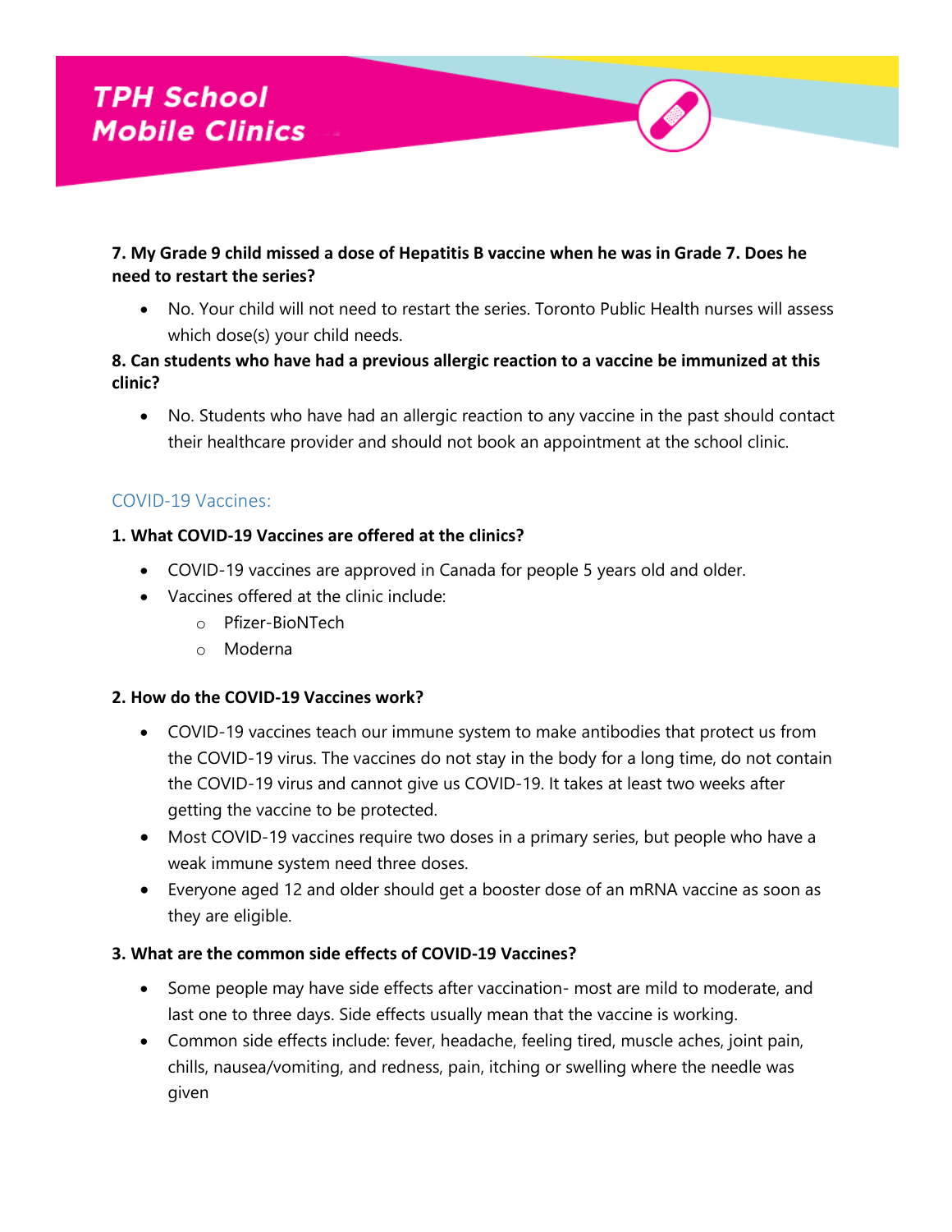**7. My Grade 9 child missed a dose of Hepatitis B vaccine when he was in Grade 7. Does he need to restart the series?**

- No. Your child will not need to restart the series. Toronto Public Health nurses will assess which dose(s) your child needs.

**8. Can students who have had a previous allergic reaction to a vaccine be immunized at this clinic?**

- No. Students who have had an allergic reaction to any vaccine in the past should contact their healthcare provider and should not book an appointment at the school clinic.

## COVID-19 Vaccines:

**1. What COVID-19 Vaccines are offered at the clinics?**

- COVID-19 vaccines are approved in Canada for people 5 years old and older.
- Vaccines offered at the clinic include:
  - Pfizer-BioNTech
  - Moderna

**2. How do the COVID-19 Vaccines work?**

- COVID-19 vaccines teach our immune system to make antibodies that protect us from the COVID-19 virus. The vaccines do not stay in the body for a long time, do not contain the COVID-19 virus and cannot give us COVID-19. It takes at least two weeks after getting the vaccine to be protected.
- Most COVID-19 vaccines require two doses in a primary series, but people who have a weak immune system need three doses.
- Everyone aged 12 and older should get a booster dose of an mRNA vaccine as soon as they are eligible.

**3. What are the common side effects of COVID-19 Vaccines?**

- Some people may have side effects after vaccination- most are mild to moderate, and last one to three days. Side effects usually mean that the vaccine is working.
- Common side effects include: fever, headache, feeling tired, muscle aches, joint pain, chills, nausea/vomiting, and redness, pain, itching or swelling where the needle was given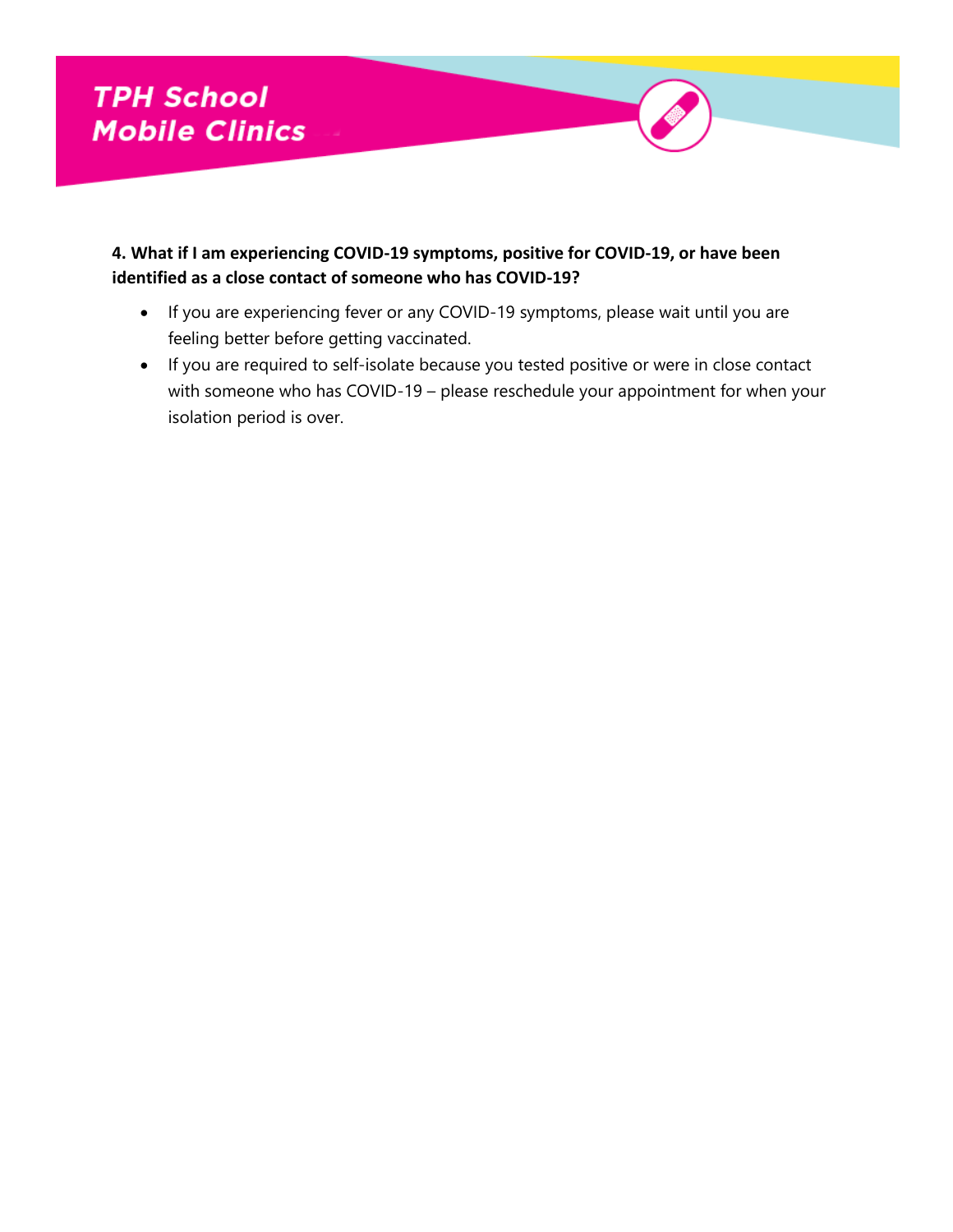**4. What if I am experiencing COVID-19 symptoms, positive for COVID-19, or have been identified as a close contact of someone who has COVID-19?**

- If you are experiencing fever or any COVID-19 symptoms, please wait until you are feeling better before getting vaccinated.
- If you are required to self-isolate because you tested positive or were in close contact with someone who has COVID-19 – please reschedule your appointment for when your isolation period is over.